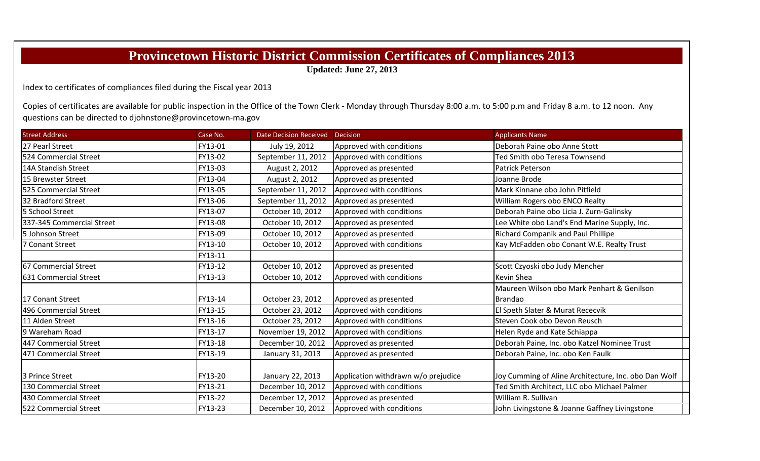# Provincetown Historic District Commission Certificates of Compliances 2013

**Updated: June 27, 2013**

Index to certificates of compliances filed during the Fiscal year 2013

Copies of certificates are available for public inspection in the Office of the Town Clerk - Monday through Thursday 8:00 a.m. to 5:00 p.m and Friday 8 a.m. to 12 noon. Any questions can be directed to djohnstone@provincetown-ma.gov

| Street Address | Case No. | Date Decision Received | Decision | Applicants Name |
|---|---|---|---|---|
| 27 Pearl Street | FY13-01 | July 19, 2012 | Approved with conditions | Deborah Paine obo Anne Stott |
| 524 Commercial Street | FY13-02 | September 11, 2012 | Approved with conditions | Ted Smith obo Teresa Townsend |
| 14A Standish Street | FY13-03 | August 2, 2012 | Approved as presented | Patrick Peterson |
| 15 Brewster Street | FY13-04 | August 2, 2012 | Approved as presented | Joanne Brode |
| 525 Commercial Street | FY13-05 | September 11, 2012 | Approved with conditions | Mark Kinnane obo John Pitfield |
| 32 Bradford Street | FY13-06 | September 11, 2012 | Approved as presented | William Rogers obo ENCO Realty |
| 5 School Street | FY13-07 | October 10, 2012 | Approved with conditions | Deborah Paine obo Licia J. Zurn-Galinsky |
| 337-345 Commercial Street | FY13-08 | October 10, 2012 | Approved as presented | Lee White obo Land's End Marine Supply, Inc. |
| 5 Johnson Street | FY13-09 | October 10, 2012 | Approved as presented | Richard Companik and Paul Phillipe |
| 7 Conant Street | FY13-10 | October 10, 2012 | Approved with conditions | Kay McFadden obo Conant W.E. Realty Trust |
| | FY13-11 | | | |
| 67 Commercial Street | FY13-12 | October 10, 2012 | Approved as presented | Scott Czyoski obo Judy Mencher |
| 631 Commercial Street | FY13-13 | October 10, 2012 | Approved with conditions | Kevin Shea |
| 17 Conant Street | FY13-14 | October 23, 2012 | Approved as presented | Maureen Wilson obo Mark Penhart & Genilson Brandao |
| 496 Commercial Street | FY13-15 | October 23, 2012 | Approved with conditions | El Speth Slater & Murat Rececvik |
| 11 Alden Street | FY13-16 | October 23, 2012 | Approved with conditions | Steven Cook obo Devon Reusch |
| 9 Wareham Road | FY13-17 | November 19, 2012 | Approved with conditions | Helen Ryde and Kate Schiappa |
| 447 Commercial Street | FY13-18 | December 10, 2012 | Approved as presented | Deborah Paine, Inc. obo Katzel Nominee Trust |
| 471 Commercial Street | FY13-19 | January 31, 2013 | Approved as presented | Deborah Paine, Inc. obo Ken Faulk |
| 3 Prince Street | FY13-20 | January 22, 2013 | Application withdrawn w/o prejudice | Joy Cumming of Aline Architecture, Inc. obo Dan Wolf |
| 130 Commercial Street | FY13-21 | December 10, 2012 | Approved with conditions | Ted Smith Architect, LLC obo Michael Palmer |
| 430 Commercial Street | FY13-22 | December 12, 2012 | Approved as presented | William R. Sullivan |
| 522 Commercial Street | FY13-23 | December 10, 2012 | Approved with conditions | John Livingstone & Joanne Gaffney Livingstone |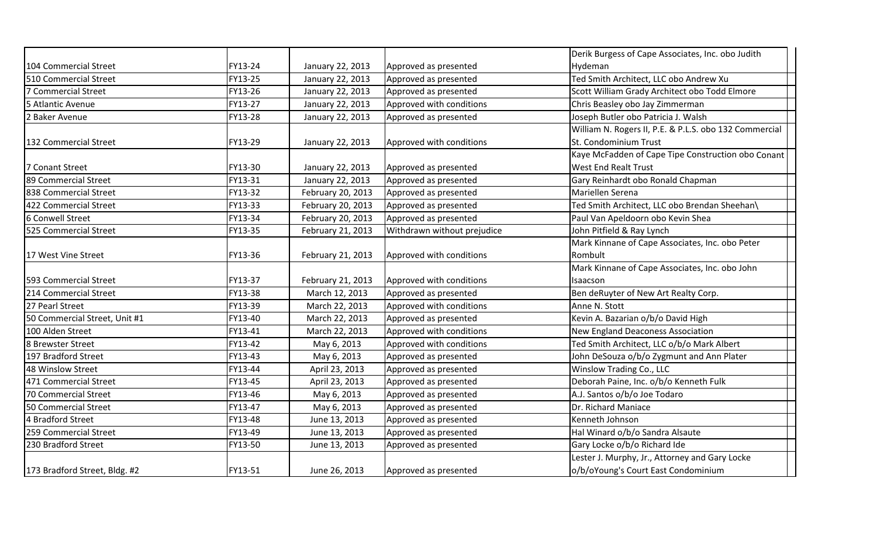| | | | | |
|---|---|---|---|---|
| 104 Commercial Street | FY13-24 | January 22, 2013 | Approved as presented | Derik Burgess of Cape Associates, Inc. obo Judith Hydeman |
| 510 Commercial Street | FY13-25 | January 22, 2013 | Approved as presented | Ted Smith Architect, LLC obo Andrew Xu |
| 7 Commercial Street | FY13-26 | January 22, 2013 | Approved as presented | Scott William Grady Architect obo Todd Elmore |
| 5 Atlantic Avenue | FY13-27 | January 22, 2013 | Approved with conditions | Chris Beasley obo Jay Zimmerman |
| 2 Baker Avenue | FY13-28 | January 22, 2013 | Approved as presented | Joseph Butler obo Patricia J. Walsh |
| 132 Commercial Street | FY13-29 | January 22, 2013 | Approved with conditions | William N. Rogers II, P.E. & P.L.S. obo 132 Commercial St. Condominium Trust |
| 7 Conant Street | FY13-30 | January 22, 2013 | Approved as presented | Kaye McFadden of Cape Tipe Construction obo Conant West End Realt Trust |
| 89 Commercial Street | FY13-31 | January 22, 2013 | Approved as presented | Gary Reinhardt obo Ronald Chapman |
| 838 Commercial Street | FY13-32 | February 20, 2013 | Approved as presented | Mariellen Serena |
| 422 Commercial Street | FY13-33 | February 20, 2013 | Approved as presented | Ted Smith Architect, LLC obo Brendan Sheehan\ |
| 6 Conwell Street | FY13-34 | February 20, 2013 | Approved as presented | Paul Van Apeldoorn obo Kevin Shea |
| 525 Commercial Street | FY13-35 | February 21, 2013 | Withdrawn without prejudice | John Pitfield & Ray Lynch |
| 17 West Vine Street | FY13-36 | February 21, 2013 | Approved with conditions | Mark Kinnane of Cape Associates, Inc. obo Peter Rombult |
| 593 Commercial Street | FY13-37 | February 21, 2013 | Approved with conditions | Mark Kinnane of Cape Associates, Inc. obo John Isaacson |
| 214 Commercial Street | FY13-38 | March 12, 2013 | Approved as presented | Ben deRuyter of New Art Realty Corp. |
| 27 Pearl Street | FY13-39 | March 22, 2013 | Approved with conditions | Anne N. Stott |
| 50 Commercial Street, Unit #1 | FY13-40 | March 22, 2013 | Approved as presented | Kevin A. Bazarian o/b/o David High |
| 100 Alden Street | FY13-41 | March 22, 2013 | Approved with conditions | New England Deaconess Association |
| 8 Brewster Street | FY13-42 | May 6, 2013 | Approved with conditions | Ted Smith Architect, LLC o/b/o Mark Albert |
| 197 Bradford Street | FY13-43 | May 6, 2013 | Approved as presented | John DeSouza o/b/o Zygmunt and Ann Plater |
| 48 Winslow Street | FY13-44 | April 23, 2013 | Approved as presented | Winslow Trading Co., LLC |
| 471 Commercial Street | FY13-45 | April 23, 2013 | Approved as presented | Deborah Paine, Inc. o/b/o Kenneth Fulk |
| 70 Commercial Street | FY13-46 | May 6, 2013 | Approved as presented | A.J. Santos o/b/o Joe Todaro |
| 50 Commercial Street | FY13-47 | May 6, 2013 | Approved as presented | Dr. Richard Maniace |
| 4 Bradford Street | FY13-48 | June 13, 2013 | Approved as presented | Kenneth Johnson |
| 259 Commercial Street | FY13-49 | June 13, 2013 | Approved as presented | Hal Winard o/b/o Sandra Alsaute |
| 230 Bradford Street | FY13-50 | June 13, 2013 | Approved as presented | Gary Locke o/b/o Richard Ide |
| 173 Bradford Street, Bldg. #2 | FY13-51 | June 26, 2013 | Approved as presented | Lester J. Murphy, Jr., Attorney and Gary Locke o/b/oYoung's Court East Condominium |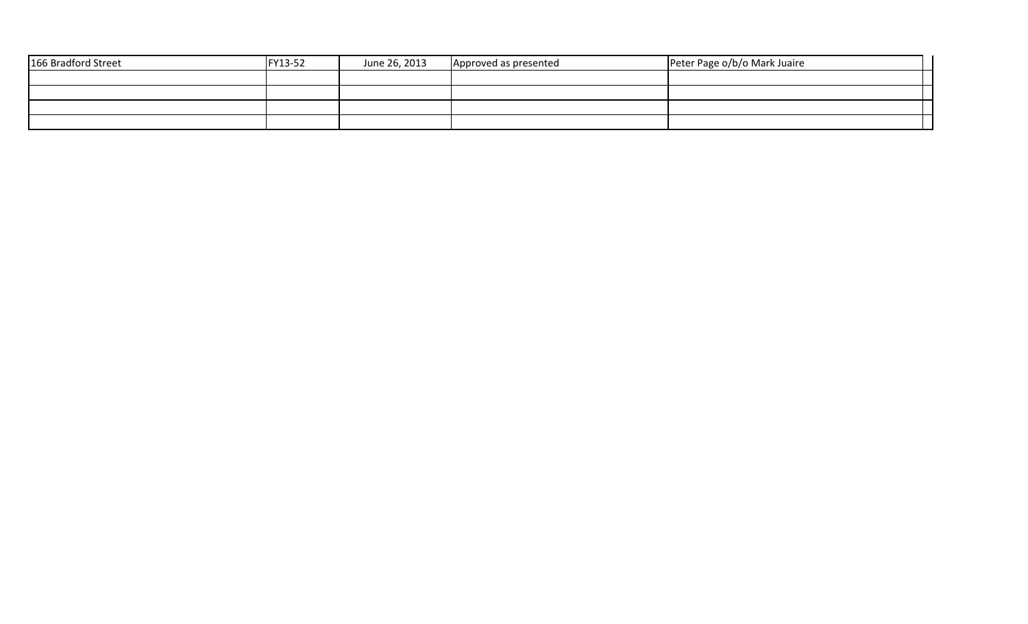| | | | | | |
|---|---|---|---|---|---|
| 166 Bradford Street | FY13-52 | June 26, 2013 | Approved as presented | Peter Page o/b/o Mark Juaire | |
| | | | | | |
| | | | | | |
| | | | | | |